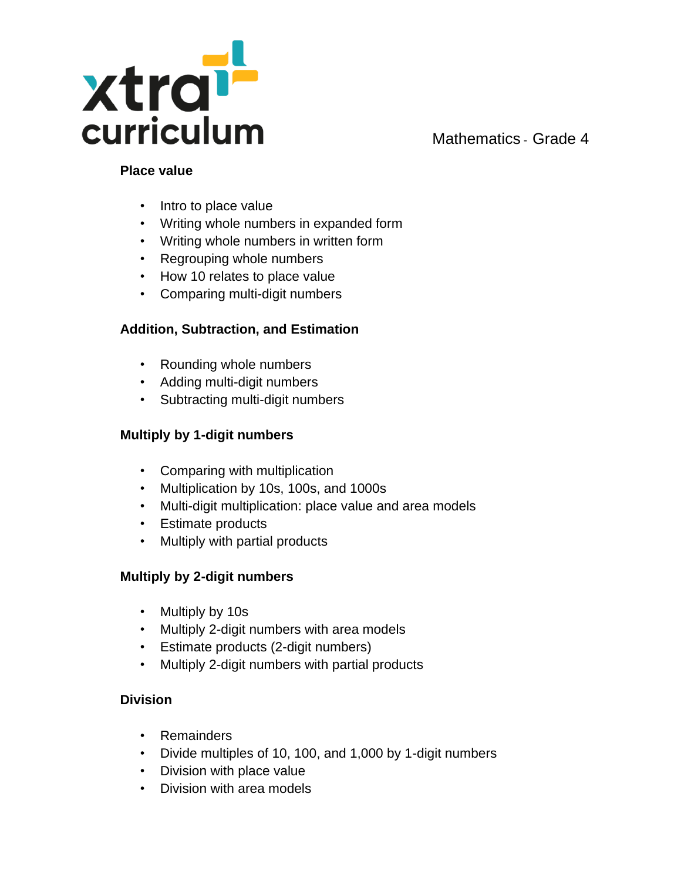xtra curriculum

Mathematics - Grade 4

**Place value**

- Intro to place value
- Writing whole numbers in expanded form
- Writing whole numbers in written form
- Regrouping whole numbers
- How 10 relates to place value
- Comparing multi-digit numbers

**Addition, Subtraction, and Estimation**

- Rounding whole numbers
- Adding multi-digit numbers
- Subtracting multi-digit numbers

**Multiply by 1-digit numbers**

- Comparing with multiplication
- Multiplication by 10s, 100s, and 1000s
- Multi-digit multiplication: place value and area models
- Estimate products
- Multiply with partial products

**Multiply by 2-digit numbers**

- Multiply by 10s
- Multiply 2-digit numbers with area models
- Estimate products (2-digit numbers)
- Multiply 2-digit numbers with partial products

**Division**

- Remainders
- Divide multiples of 10, 100, and 1,000 by 1-digit numbers
- Division with place value
- Division with area models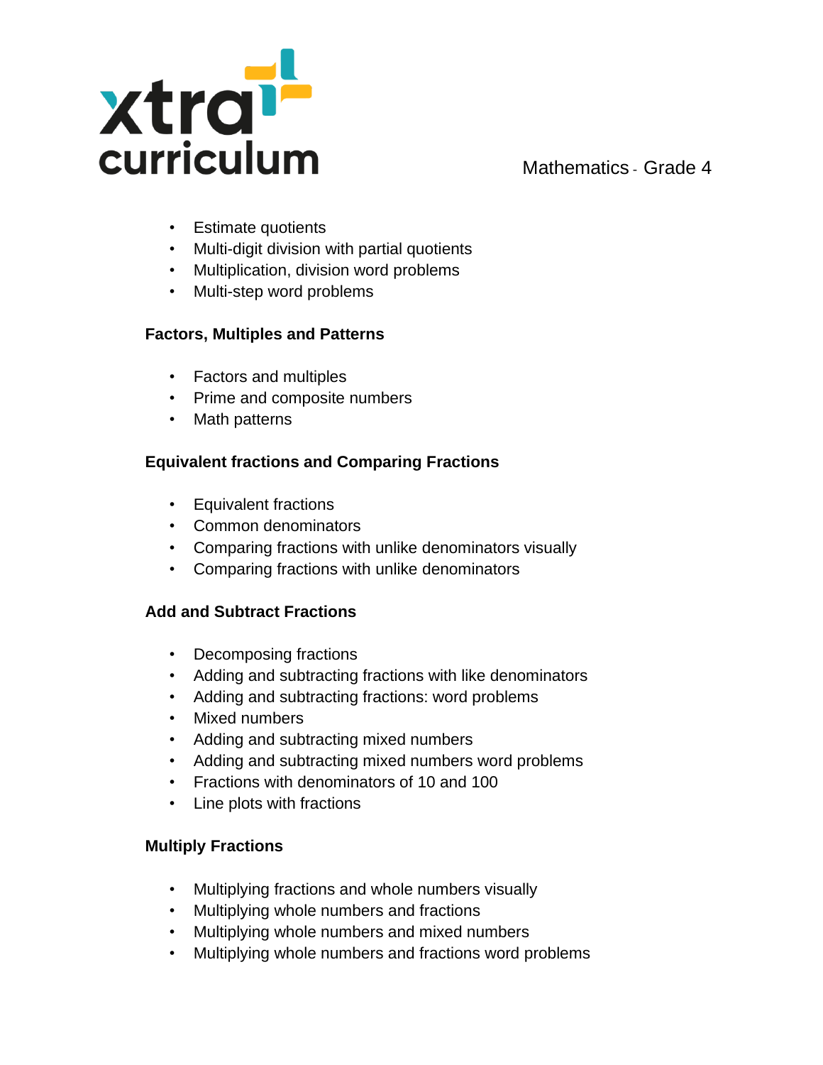- Estimate quotients
- Multi-digit division with partial quotients
- Multiplication, division word problems
- Multi-step word problems

**Factors, Multiples and Patterns**

- Factors and multiples
- Prime and composite numbers
- Math patterns

**Equivalent fractions and Comparing Fractions**

- Equivalent fractions
- Common denominators
- Comparing fractions with unlike denominators visually
- Comparing fractions with unlike denominators

**Add and Subtract Fractions**

- Decomposing fractions
- Adding and subtracting fractions with like denominators
- Adding and subtracting fractions: word problems
- Mixed numbers
- Adding and subtracting mixed numbers
- Adding and subtracting mixed numbers word problems
- Fractions with denominators of 10 and 100
- Line plots with fractions

**Multiply Fractions**

- Multiplying fractions and whole numbers visually
- Multiplying whole numbers and fractions
- Multiplying whole numbers and mixed numbers
- Multiplying whole numbers and fractions word problems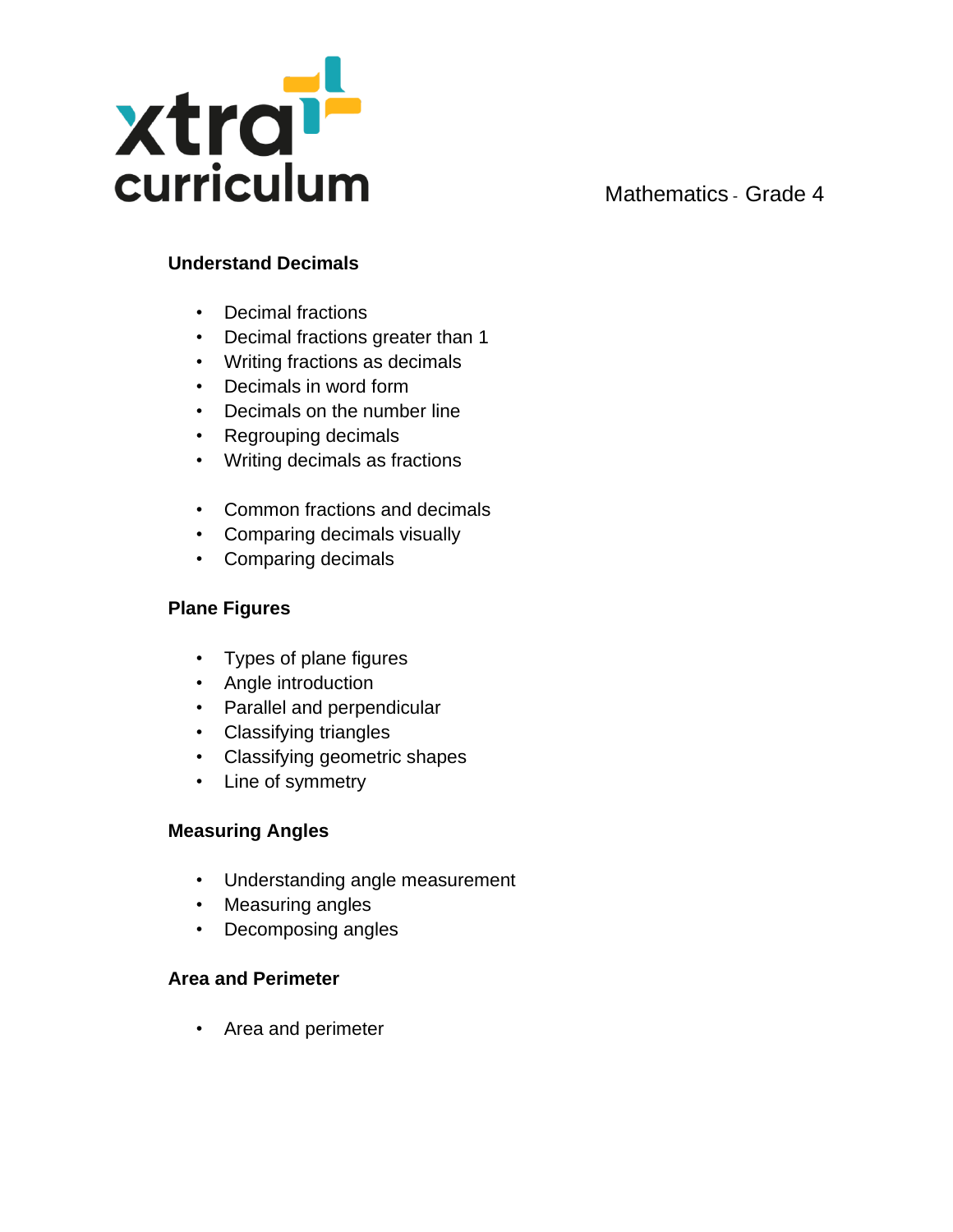Mathematics - Grade 4

### Understand Decimals

- Decimal fractions
- Decimal fractions greater than 1
- Writing fractions as decimals
- Decimals in word form
- Decimals on the number line
- Regrouping decimals
- Writing decimals as fractions

- Common fractions and decimals
- Comparing decimals visually
- Comparing decimals

### Plane Figures

- Types of plane figures
- Angle introduction
- Parallel and perpendicular
- Classifying triangles
- Classifying geometric shapes
- Line of symmetry

### Measuring Angles

- Understanding angle measurement
- Measuring angles
- Decomposing angles

### Area and Perimeter

- Area and perimeter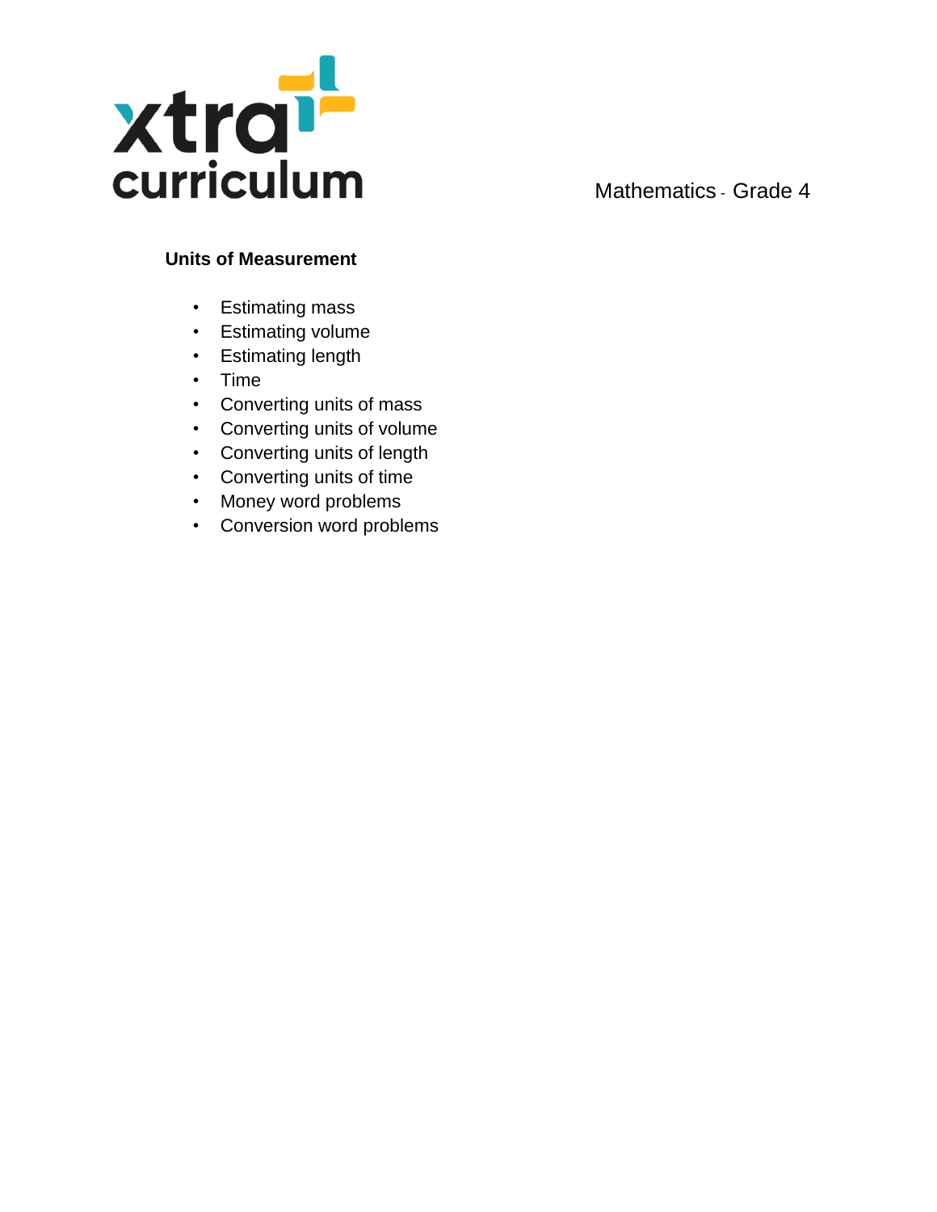xtra curriculum

Mathematics - Grade 4

**Units of Measurement**

- Estimating mass
- Estimating volume
- Estimating length
- Time
- Converting units of mass
- Converting units of volume
- Converting units of length
- Converting units of time
- Money word problems
- Conversion word problems